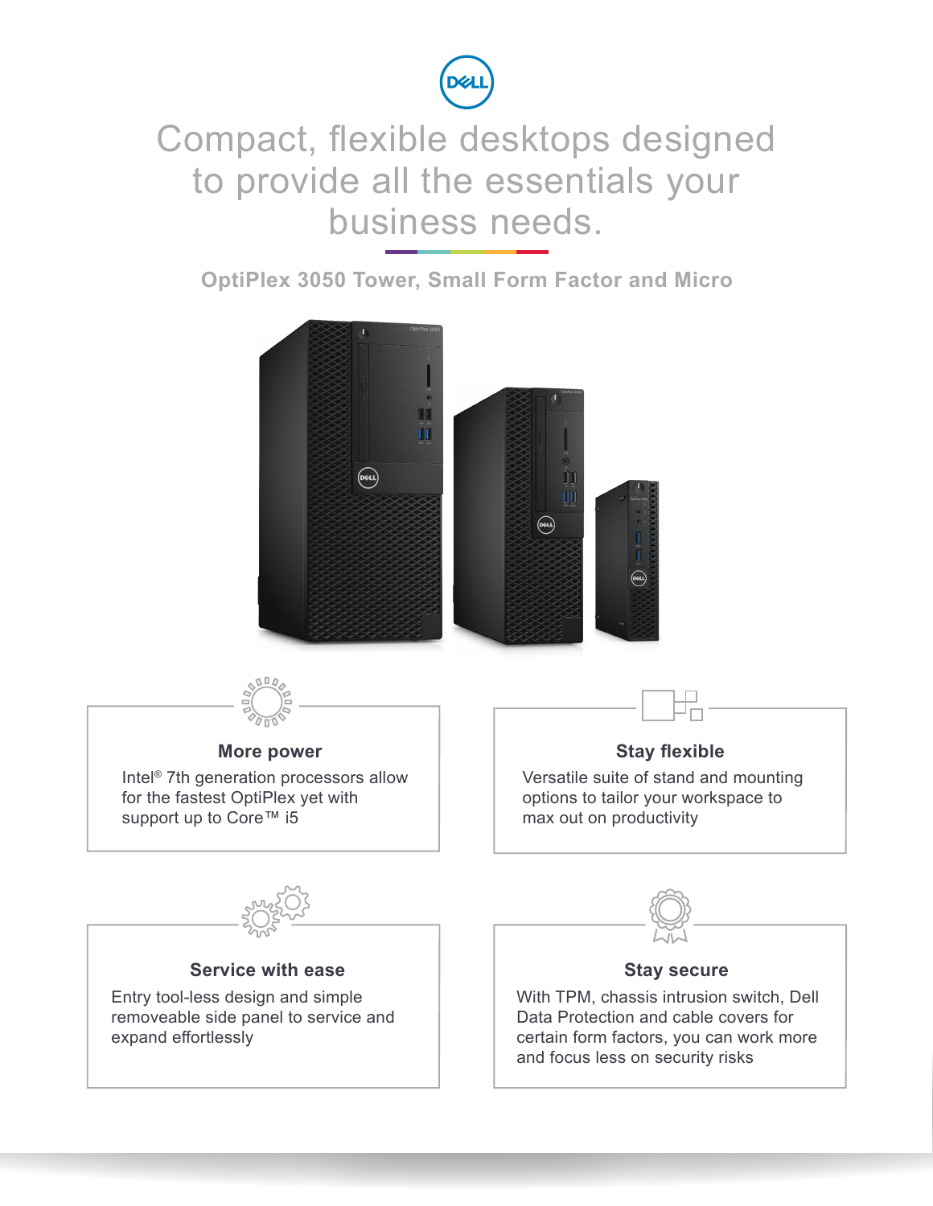# Compact, flexible desktops designed to provide all the essentials your business needs.

## OptiPlex 3050 Tower, Small Form Factor and Micro

### More power

Intel® 7th generation processors allow for the fastest OptiPlex yet with support up to Core™ i5

### Stay flexible

Versatile suite of stand and mounting options to tailor your workspace to max out on productivity

### Service with ease

Entry tool-less design and simple removeable side panel to service and expand effortlessly

### Stay secure

With TPM, chassis intrusion switch, Dell Data Protection and cable covers for certain form factors, you can work more and focus less on security risks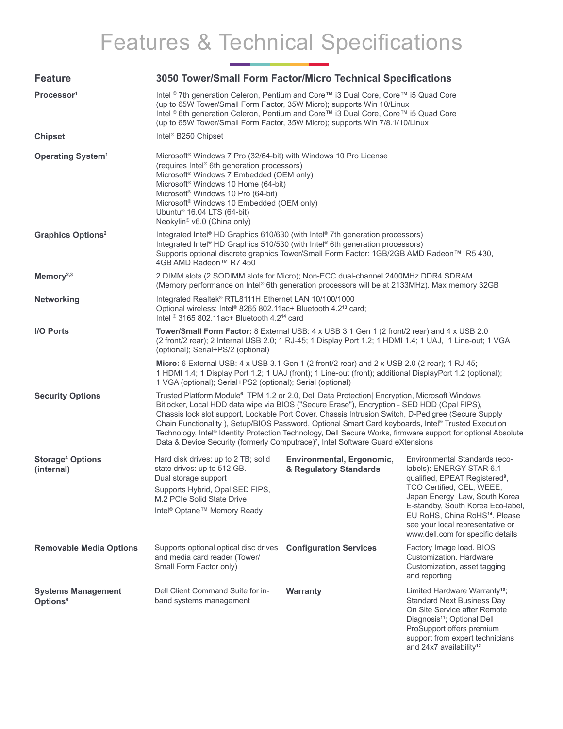# Features & Technical Specifications

| Feature | 3050 Tower/Small Form Factor/Micro Technical Specifications |
|---|---|
| **Processor**[1] | Intel ® 7th generation Celeron, Pentium and Core™ i3 Dual Core, Core™ i5 Quad Core (up to 65W Tower/Small Form Factor, 35W Micro); supports Win 10/Linux<br>Intel ® 6th generation Celeron, Pentium and Core™ i3 Dual Core, Core™ i5 Quad Core (up to 65W Tower/Small Form Factor, 35W Micro); supports Win 7/8.1/10/Linux |
| **Chipset** | Intel® B250 Chipset |
| **Operating System**[1] | Microsoft® Windows 7 Pro (32/64-bit) with Windows 10 Pro License (requires Intel® 6th generation processors)<br>Microsoft® Windows 7 Embedded (OEM only)<br>Microsoft® Windows 10 Home (64-bit)<br>Microsoft® Windows 10 Pro (64-bit)<br>Microsoft® Windows 10 Embedded (OEM only)<br>Ubuntu® 16.04 LTS (64-bit)<br>Neokylin® v6.0 (China only) |
| **Graphics Options**[2] | Integrated Intel® HD Graphics 610/630 (with Intel® 7th generation processors)<br>Integrated Intel® HD Graphics 510/530 (with Intel® 6th generation processors)<br>Supports optional discrete graphics Tower/Small Form Factor: 1GB/2GB AMD Radeon™ R5 430, 4GB AMD Radeon™ R7 450 |
| **Memory**[2,3] | 2 DIMM slots (2 SODIMM slots for Micro); Non-ECC dual-channel 2400MHz DDR4 SDRAM. (Memory performance on Intel® 6th generation processors will be at 2133MHz). Max memory 32GB |
| **Networking** | Integrated Realtek® RTL8111H Ethernet LAN 10/100/1000<br>Optional wireless: Intel® 8265 802.11ac+ Bluetooth 4.2[13] card;<br>Intel ® 3165 802.11ac+ Bluetooth 4.2[14] card |
| **I/O Ports** | **Tower/Small Form Factor:** 8 External USB: 4 x USB 3.1 Gen 1 (2 front/2 rear) and 4 x USB 2.0 (2 front/2 rear); 2 Internal USB 2.0; 1 RJ-45; 1 Display Port 1.2; 1 HDMI 1.4; 1 UAJ, 1 Line-out; 1 VGA (optional); Serial+PS/2 (optional)<br>**Micro:** 6 External USB: 4 x USB 3.1 Gen 1 (2 front/2 rear) and 2 x USB 2.0 (2 rear); 1 RJ-45; 1 HDMI 1.4; 1 Display Port 1.2; 1 UAJ (front); 1 Line-out (front); additional DisplayPort 1.2 (optional); 1 VGA (optional); Serial+PS2 (optional); Serial (optional) |
| **Security Options** | Trusted Platform Module[6] TPM 1.2 or 2.0, Dell Data Protection\| Encryption, Microsoft Windows Bitlocker, Local HDD data wipe via BIOS ("Secure Erase"), Encryption - SED HDD (Opal FIPS), Chassis lock slot support, Lockable Port Cover, Chassis Intrusion Switch, D-Pedigree (Secure Supply Chain Functionality ), Setup/BIOS Password, Optional Smart Card keyboards, Intel® Trusted Execution Technology, Intel® Identity Protection Technology, Dell Secure Works, firmware support for optional Absolute Data & Device Security (formerly Computrace)[7], Intel Software Guard eXtensions |

| Feature | | Feature | |
|---|---|---|---|
| **Storage[4] Options (internal)** | Hard disk drives: up to 2 TB; solid state drives: up to 512 GB.<br>Dual storage support<br>Supports Hybrid, Opal SED FIPS, M.2 PCIe Solid State Drive<br>Intel® Optane™ Memory Ready | **Environmental, Ergonomic, & Regulatory Standards** | Environmental Standards (eco-labels): ENERGY STAR 6.1 qualified, EPEAT Registered[9], TCO Certified, CEL, WEEE, Japan Energy Law, South Korea E-standby, South Korea Eco-label, EU RoHS, China RoHS[14]. Please see your local representative or www.dell.com for specific details |
| **Removable Media Options** | Supports optional optical disc drives and media card reader (Tower/ Small Form Factor only) | **Configuration Services** | Factory Image load. BIOS Customization. Hardware Customization, asset tagging and reporting |
| **Systems Management Options**[8] | Dell Client Command Suite for in-band systems management | **Warranty** | Limited Hardware Warranty[10]; Standard Next Business Day On Site Service after Remote Diagnosis[11]; Optional Dell ProSupport offers premium support from expert technicians and 24x7 availability[12] |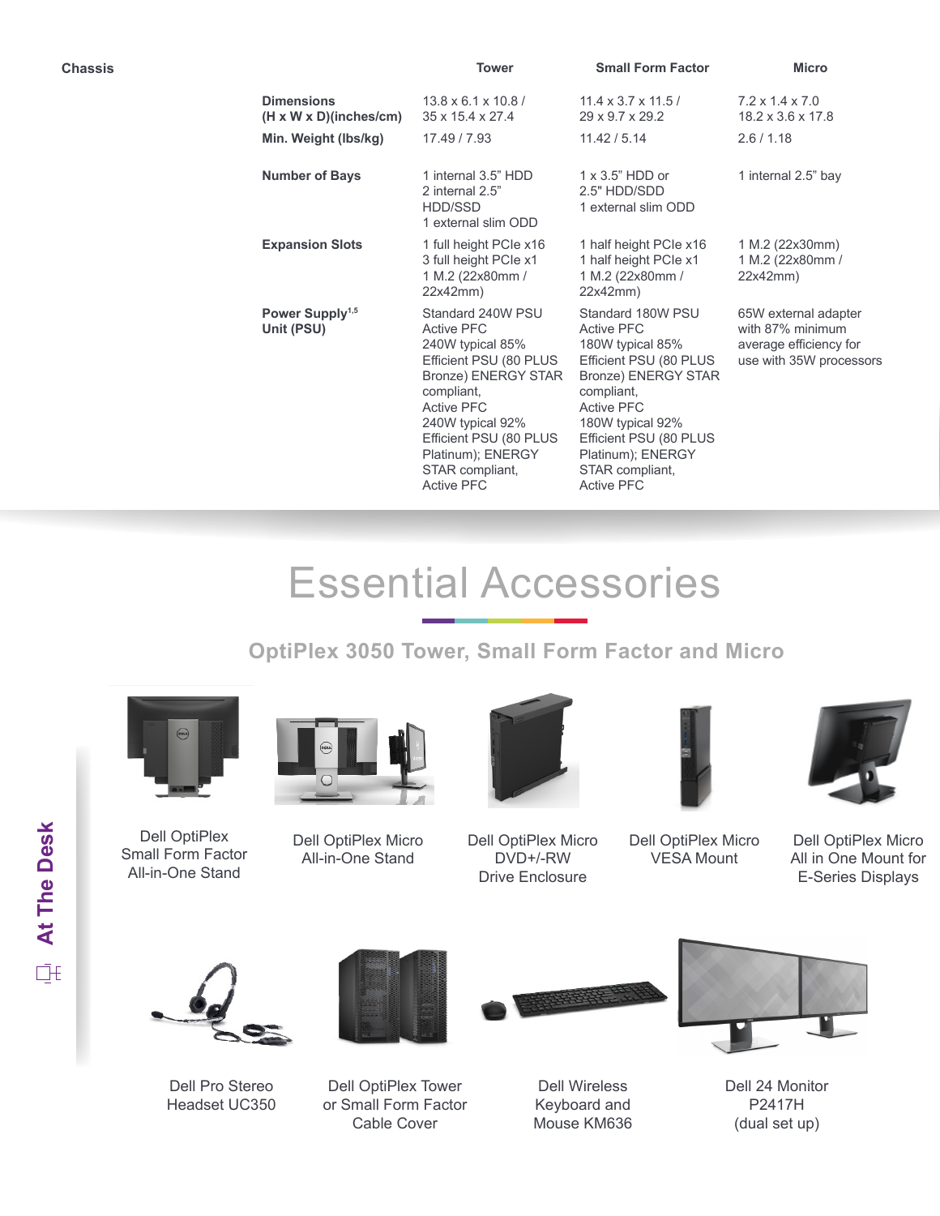## Chassis

| | Tower | Small Form Factor | Micro |
|---|---|---|---|
| **Dimensions (H x W x D)(inches/cm)** | 13.8 x 6.1 x 10.8 / 35 x 15.4 x 27.4 | 11.4 x 3.7 x 11.5 / 29 x 9.7 x 29.2 | 7.2 x 1.4 x 7.0 18.2 x 3.6 x 17.8 |
| **Min. Weight (lbs/kg)** | 17.49 / 7.93 | 11.42 / 5.14 | 2.6 / 1.18 |
| **Number of Bays** | 1 internal 3.5" HDD<br>2 internal 2.5" HDD/SSD<br>1 external slim ODD | 1 x 3.5" HDD or 2.5" HDD/SDD<br>1 external slim ODD | 1 internal 2.5" bay |
| **Expansion Slots** | 1 full height PCIe x16<br>3 full height PCIe x1<br>1 M.2 (22x80mm / 22x42mm) | 1 half height PCIe x16<br>1 half height PCIe x1<br>1 M.2 (22x80mm / 22x42mm) | 1 M.2 (22x30mm)<br>1 M.2 (22x80mm / 22x42mm) |
| **Power Supply[1,5] Unit (PSU)** | Standard 240W PSU Active PFC<br>240W typical 85% Efficient PSU (80 PLUS Bronze) ENERGY STAR compliant, Active PFC<br>240W typical 92% Efficient PSU (80 PLUS Platinum); ENERGY STAR compliant, Active PFC | Standard 180W PSU Active PFC<br>180W typical 85% Efficient PSU (80 PLUS Bronze) ENERGY STAR compliant, Active PFC<br>180W typical 92% Efficient PSU (80 PLUS Platinum); ENERGY STAR compliant, Active PFC | 65W external adapter with 87% minimum average efficiency for use with 35W processors |

# Essential Accessories

## OptiPlex 3050 Tower, Small Form Factor and Micro

**At The Desk**

- Dell OptiPlex Small Form Factor All-in-One Stand
- Dell OptiPlex Micro All-in-One Stand
- Dell OptiPlex Micro DVD+/-RW Drive Enclosure
- Dell OptiPlex Micro VESA Mount
- Dell OptiPlex Micro All in One Mount for E-Series Displays
- Dell Pro Stereo Headset UC350
- Dell OptiPlex Tower or Small Form Factor Cable Cover
- Dell Wireless Keyboard and Mouse KM636
- Dell 24 Monitor P2417H (dual set up)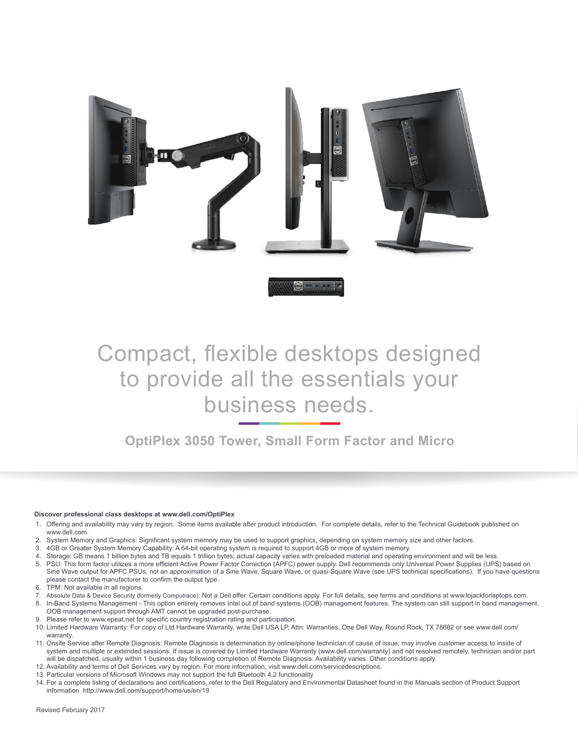# Compact, flexible desktops designed to provide all the essentials your business needs.

## OptiPlex 3050 Tower, Small Form Factor and Micro

**Discover professional class desktops at www.dell.com/OptiPlex**

1. Offering and availability may vary by region. Some items available after product introduction. For complete details, refer to the Technical Guidebook published on www.dell.com.
2. System Memory and Graphics: Significant system memory may be used to support graphics, depending on system memory size and other factors.
3. 4GB or Greater System Memory Capability: A 64-bit operating system is required to support 4GB or more of system memory.
4. Storage: GB means 1 billion bytes and TB equals 1 trillion bytes; actual capacity varies with preloaded material and operating environment and will be less.
5. PSU: This form factor utilizes a more efficient Active Power Factor Correction (APFC) power supply. Dell recommends only Universal Power Supplies (UPS) based on Sine Wave output for APFC PSUs, not an approximation of a Sine Wave, Square Wave, or quasi-Square Wave (see UPS technical specifications). If you have questions please contact the manufacturer to confirm the output type.
6. TPM: Not available in all regions.
7. Absolute Data & Device Security (formerly Computrace): Not a Dell offer. Certain conditions apply. For full details, see terms and conditions at www.lojackforlaptops.com.
8. In-Band Systems Management - This option entirely removes Intel out of band systems (OOB) management features. The system can still support in band management. OOB management support through AMT cannot be upgraded post-purchase.
9. Please refer to www.epeat.net for specific country registration rating and participation.
10. Limited Hardware Warranty: For copy of Ltd Hardware Warranty, write Dell USA LP, Attn: Warranties, One Dell Way, Round Rock, TX 78682 or see www.dell.com/warranty.
11. Onsite Service after Remote Diagnosis: Remote Diagnosis is determination by online/phone technician of cause of issue; may involve customer access to inside of system and multiple or extended sessions. If issue is covered by Limited Hardware Warranty (www.dell.com/warranty) and not resolved remotely, technician and/or part will be dispatched, usually within 1 business day following completion of Remote Diagnosis. Availability varies. Other conditions apply.
12. Availability and terms of Dell Services vary by region. For more information, visit www.dell.com/servicedescriptions.
13. Particular versions of Microsoft Windows may not support the full Bluetooth 4.2 functionality
14. For a complete listing of declarations and certifications, refer to the Dell Regulatory and Environmental Datasheet found in the Manuals section of Product Support information http://www.dell.com/support/home/us/en/19

Revised February 2017